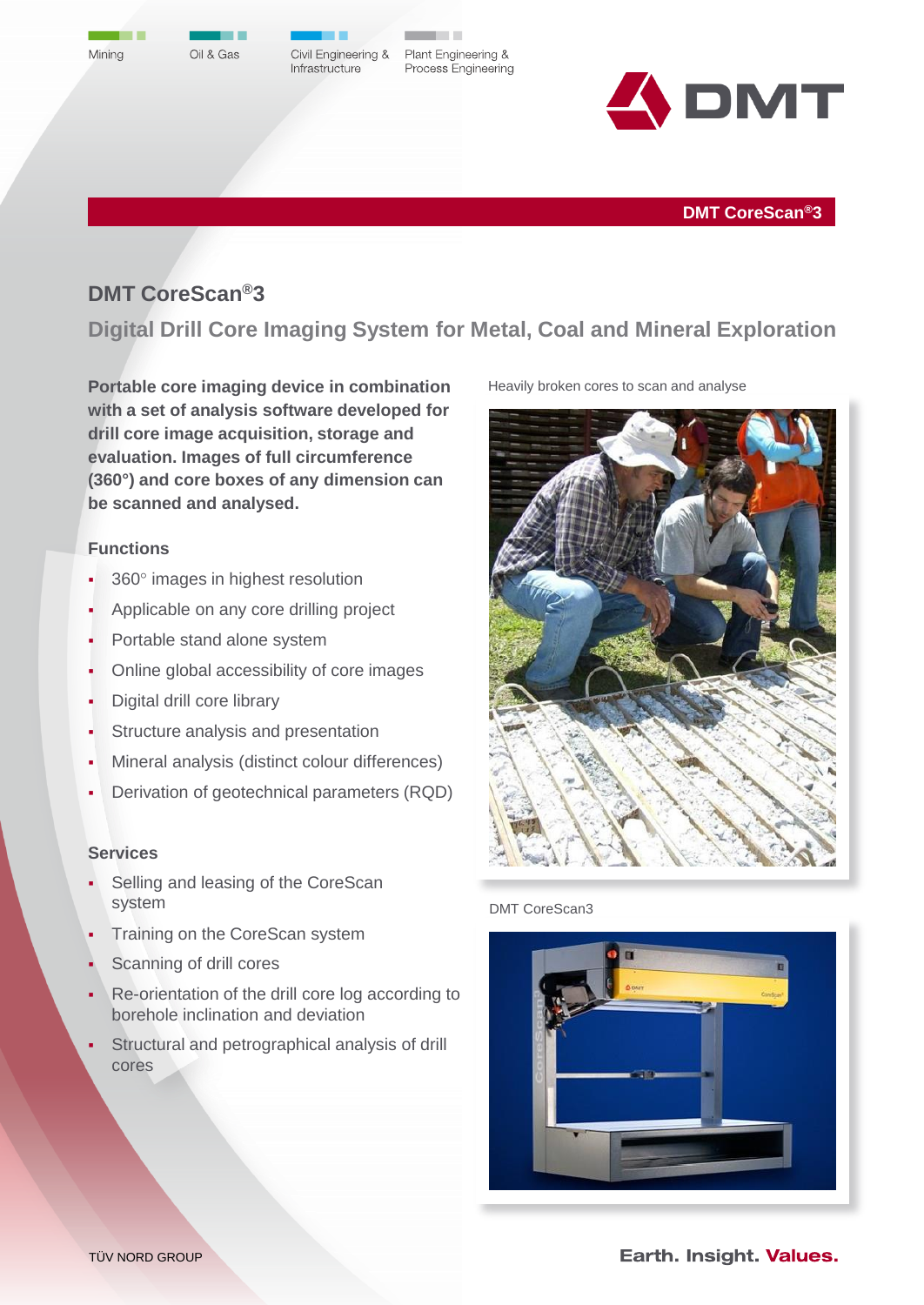Mining | Oil & Gas | Civil Engineering & Infrastructure | Plant Engineering & Process Engineering

DMT

**DMT CoreScan®3**

# DMT CoreScan®3

## Digital Drill Core Imaging System for Metal, Coal and Mineral Exploration

**Portable core imaging device in combination with a set of analysis software developed for drill core image acquisition, storage and evaluation. Images of full circumference (360°) and core boxes of any dimension can be scanned and analysed.**

### Functions

- 360° images in highest resolution
- Applicable on any core drilling project
- Portable stand alone system
- Online global accessibility of core images
- Digital drill core library
- Structure analysis and presentation
- Mineral analysis (distinct colour differences)
- Derivation of geotechnical parameters (RQD)

### Services

- Selling and leasing of the CoreScan system
- Training on the CoreScan system
- Scanning of drill cores
- Re-orientation of the drill core log according to borehole inclination and deviation
- Structural and petrographical analysis of drill cores

Heavily broken cores to scan and analyse

DMT CoreScan3

TÜV NORD GROUP

Earth. Insight. **Values.**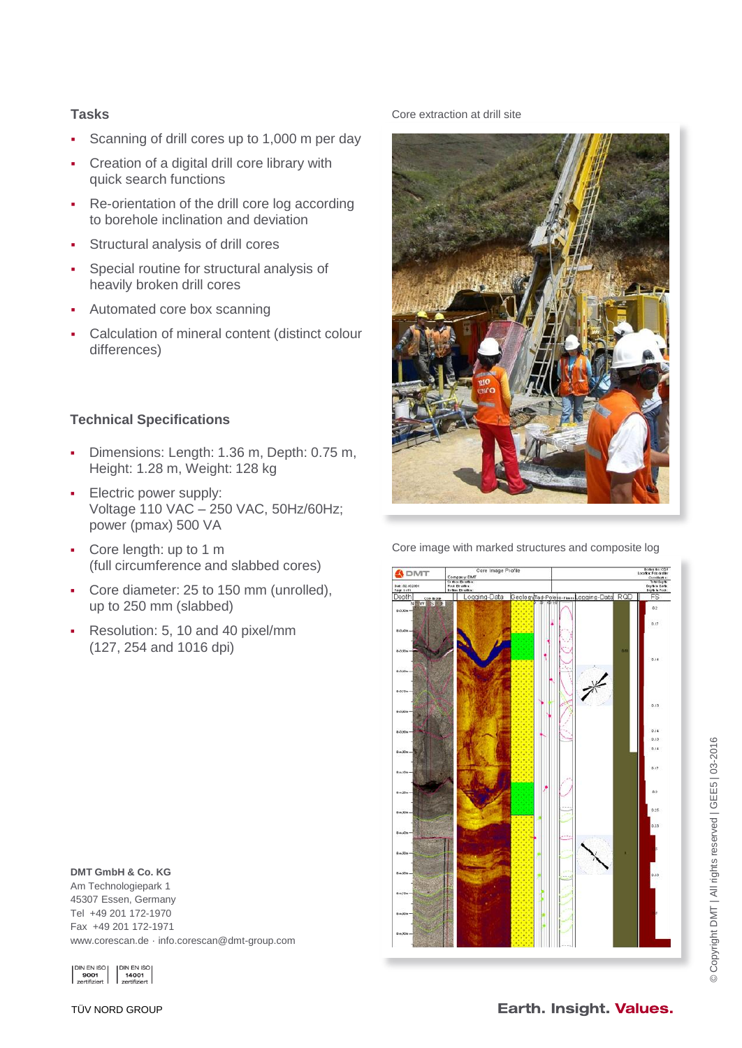## Tasks

- Scanning of drill cores up to 1,000 m per day
- Creation of a digital drill core library with quick search functions
- Re-orientation of the drill core log according to borehole inclination and deviation
- Structural analysis of drill cores
- Special routine for structural analysis of heavily broken drill cores
- Automated core box scanning
- Calculation of mineral content (distinct colour differences)

## Technical Specifications

- Dimensions: Length: 1.36 m, Depth: 0.75 m, Height: 1.28 m, Weight: 128 kg
- Electric power supply: Voltage 110 VAC – 250 VAC, 50Hz/60Hz; power (pmax) 500 VA
- Core length: up to 1 m (full circumference and slabbed cores)
- Core diameter: 25 to 150 mm (unrolled), up to 250 mm (slabbed)
- Resolution: 5, 10 and 40 pixel/mm (127, 254 and 1016 dpi)

Core extraction at drill site

Core image with marked structures and composite log

**DMT GmbH & Co. KG**
Am Technologiepark 1
45307 Essen, Germany
Tel +49 201 172-1970
Fax +49 201 172-1971
www.corescan.de · info.corescan@dmt-group.com

DIN EN ISO 9001 zertifiziert | DIN EN ISO 14001 zertifiziert

TÜV NORD GROUP

Earth. Insight. **Values.**

© Copyright DMT | All rights reserved | GEE5 | 03-2016